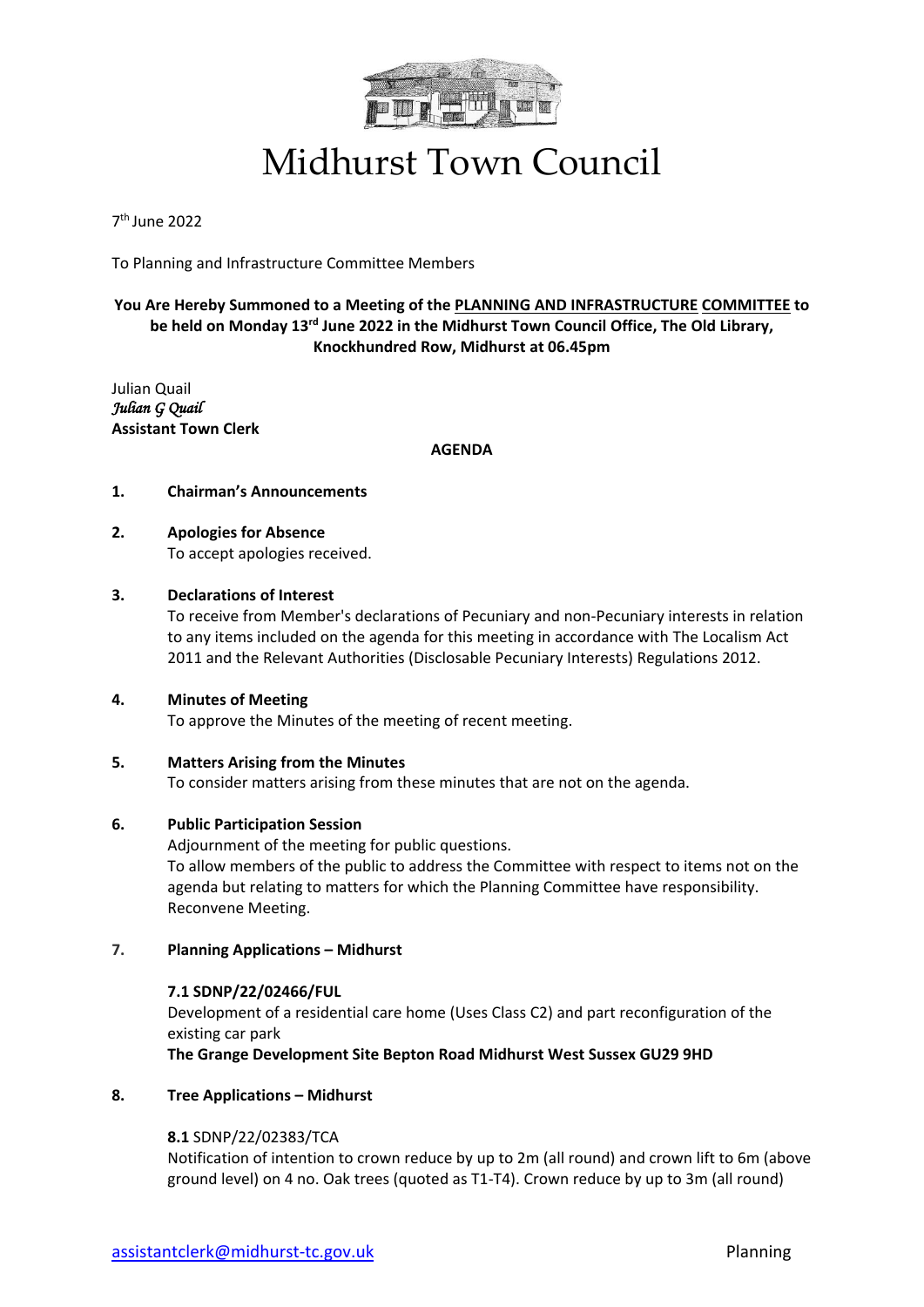# Midhurst Town Council

7th June 2022

To Planning and Infrastructure Committee Members

**You Are Hereby Summoned to a Meeting of the PLANNING AND INFRASTRUCTURE COMMITTEE to be held on Monday 13rd June 2022 in the Midhurst Town Council Office, The Old Library, Knockhundred Row, Midhurst at 06.45pm**

Julian Quail
*Julian G Quail*
**Assistant Town Clerk**

**AGENDA**

**1. Chairman's Announcements**

**2. Apologies for Absence**
To accept apologies received.

**3. Declarations of Interest**
To receive from Member's declarations of Pecuniary and non-Pecuniary interests in relation to any items included on the agenda for this meeting in accordance with The Localism Act 2011 and the Relevant Authorities (Disclosable Pecuniary Interests) Regulations 2012.

**4. Minutes of Meeting**
To approve the Minutes of the meeting of recent meeting.

**5. Matters Arising from the Minutes**
To consider matters arising from these minutes that are not on the agenda.

**6. Public Participation Session**
Adjournment of the meeting for public questions.
To allow members of the public to address the Committee with respect to items not on the agenda but relating to matters for which the Planning Committee have responsibility.
Reconvene Meeting.

**7. Planning Applications – Midhurst**

**7.1 SDNP/22/02466/FUL**
Development of a residential care home (Uses Class C2) and part reconfiguration of the existing car park
**The Grange Development Site Bepton Road Midhurst West Sussex GU29 9HD**

**8. Tree Applications – Midhurst**

**8.1** SDNP/22/02383/TCA
Notification of intention to crown reduce by up to 2m (all round) and crown lift to 6m (above ground level) on 4 no. Oak trees (quoted as T1-T4). Crown reduce by up to 3m (all round)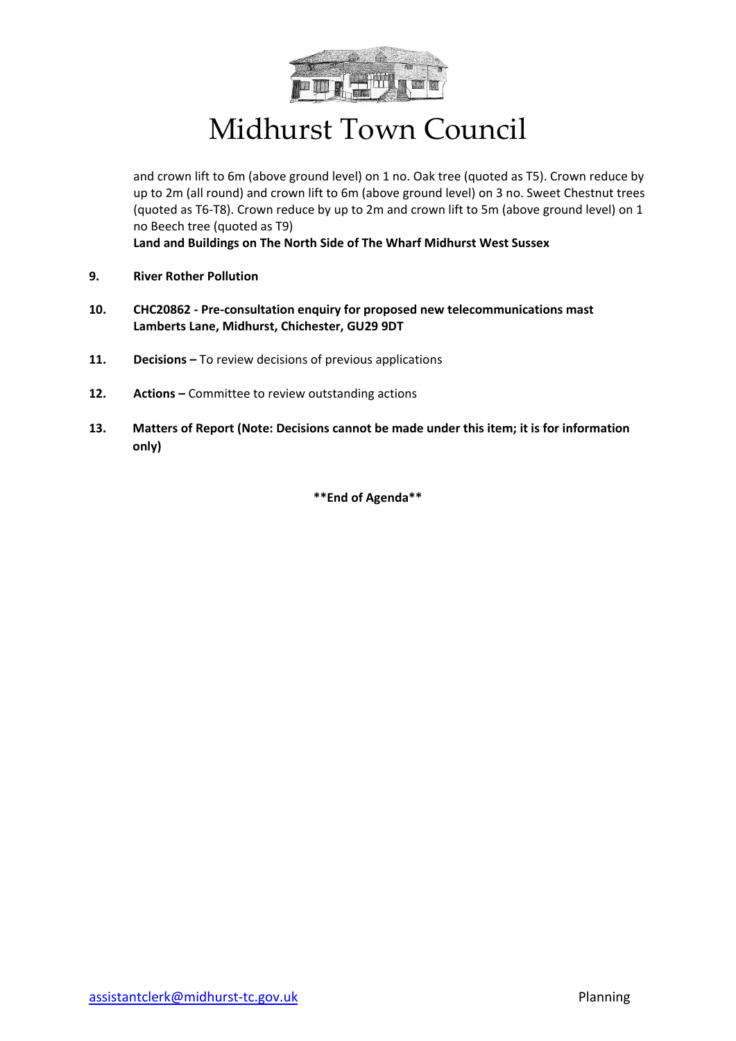# Midhurst Town Council

and crown lift to 6m (above ground level) on 1 no. Oak tree (quoted as T5). Crown reduce by up to 2m (all round) and crown lift to 6m (above ground level) on 3 no. Sweet Chestnut trees (quoted as T6-T8). Crown reduce by up to 2m and crown lift to 5m (above ground level) on 1 no Beech tree (quoted as T9)
**Land and Buildings on The North Side of The Wharf Midhurst West Sussex**

9. **River Rother Pollution**

10. **CHC20862 - Pre-consultation enquiry for proposed new telecommunications mast Lamberts Lane, Midhurst, Chichester, GU29 9DT**

11. **Decisions –** To review decisions of previous applications

12. **Actions –** Committee to review outstanding actions

13. **Matters of Report (Note: Decisions cannot be made under this item; it is for information only)**

**\*\*End of Agenda\*\***

assistantclerk@midhurst-tc.gov.uk Planning